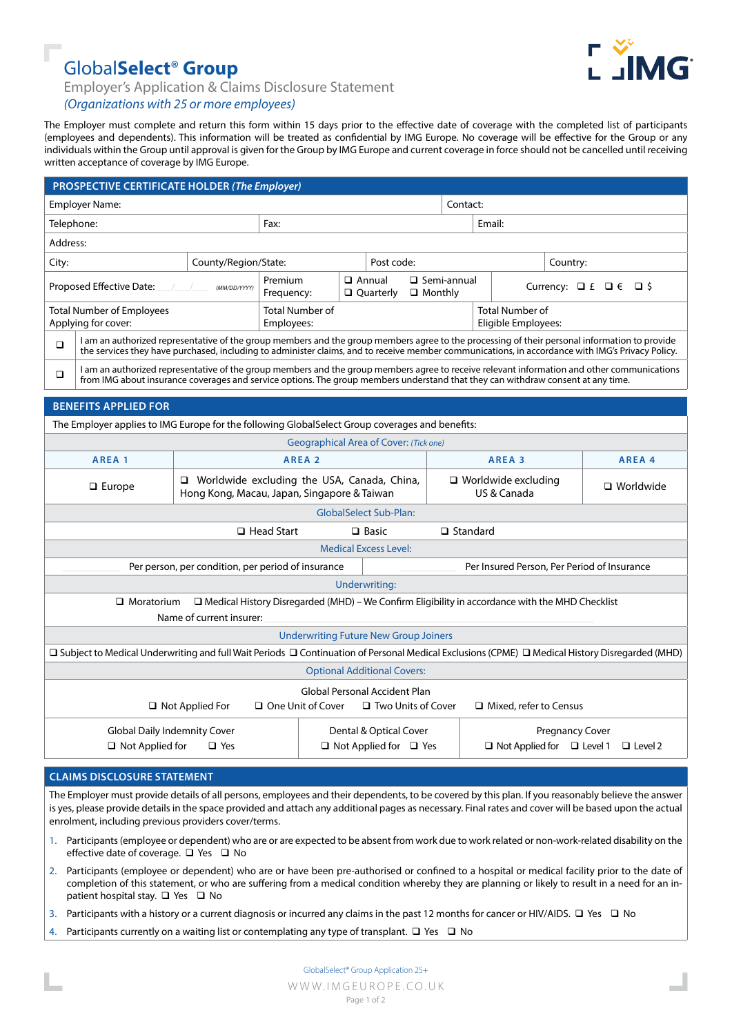# GlobalSelect® Group

Employer's Application & Claims Disclosure Statement

*(Organizations with 25 or more employees)*

The Employer must complete and return this form within 15 days prior to the effective date of coverage with the completed list of participants (employees and dependents). This information will be treated as confidential by IMG Europe. No coverage will be effective for the Group or any individuals within the Group until approval is given for the Group by IMG Europe and current coverage in force should not be cancelled until receiving written acceptance of coverage by IMG Europe.

## PROSPECTIVE CERTIFICATE HOLDER *(The Employer)*

| | | | |
|---|---|---|---|
| Employer Name: | | | Contact: |
| Telephone: | Fax: | | Email: |
| Address: | | | |
| City: | County/Region/State: | Post code: | Country: |
| Proposed Effective Date: \_\_/\_\_/\_\_\_\_ (MM/DD/YYYY) | Premium Frequency: ❑ Annual ❑ Semi-annual ❑ Quarterly ❑ Monthly | | Currency: ❑ £ ❑ € ❑ $ |
| Total Number of Employees Applying for cover: | Total Number of Employees: | | Total Number of Eligible Employees: |

❑ I am an authorized representative of the group members and the group members agree to the processing of their personal information to provide the services they have purchased, including to administer claims, and to receive member communications, in accordance with IMG's Privacy Policy.

❑ I am an authorized representative of the group members and the group members agree to receive relevant information and other communications from IMG about insurance coverages and service options. The group members understand that they can withdraw consent at any time.

## BENEFITS APPLIED FOR

The Employer applies to IMG Europe for the following GlobalSelect Group coverages and benefits:

**Geographical Area of Cover:** *(Tick one)*

| AREA 1 | AREA 2 | AREA 3 | AREA 4 |
|---|---|---|---|
| ❑ Europe | ❑ Worldwide excluding the USA, Canada, China, Hong Kong, Macau, Japan, Singapore & Taiwan | ❑ Worldwide excluding US & Canada | ❑ Worldwide |

**GlobalSelect Sub-Plan:**

❑ Head Start ❑ Basic ❑ Standard

**Medical Excess Level:**

\_\_\_\_\_\_\_\_ Per person, per condition, per period of insurance \_\_\_\_\_\_\_\_ Per Insured Person, Per Period of Insurance

**Underwriting:**

❑ Moratorium ❑ Medical History Disregarded (MHD) – We Confirm Eligibility in accordance with the MHD Checklist

Name of current insurer: \_\_\_\_\_\_\_\_\_\_\_\_\_\_\_\_

**Underwriting Future New Group Joiners**

❑ Subject to Medical Underwriting and full Wait Periods ❑ Continuation of Personal Medical Exclusions (CPME) ❑ Medical History Disregarded (MHD)

**Optional Additional Covers:**

Global Personal Accident Plan

❑ Not Applied For ❑ One Unit of Cover ❑ Two Units of Cover ❑ Mixed, refer to Census

| Global Daily Indemnity Cover | Dental & Optical Cover | Pregnancy Cover |
|---|---|---|
| ❑ Not Applied for ❑ Yes | ❑ Not Applied for ❑ Yes | ❑ Not Applied for ❑ Level 1 ❑ Level 2 |

## CLAIMS DISCLOSURE STATEMENT

The Employer must provide details of all persons, employees and their dependents, to be covered by this plan. If you reasonably believe the answer is yes, please provide details in the space provided and attach any additional pages as necessary. Final rates and cover will be based upon the actual enrolment, including previous providers cover/terms.

1. Participants (employee or dependent) who are or are expected to be absent from work due to work related or non-work-related disability on the effective date of coverage. ❑ Yes ❑ No
2. Participants (employee or dependent) who are or have been pre-authorised or confined to a hospital or medical facility prior to the date of completion of this statement, or who are suffering from a medical condition whereby they are planning or likely to result in a need for an in-patient hospital stay. ❑ Yes ❑ No
3. Participants with a history or a current diagnosis or incurred any claims in the past 12 months for cancer or HIV/AIDS. ❑ Yes ❑ No
4. Participants currently on a waiting list or contemplating any type of transplant. ❑ Yes ❑ No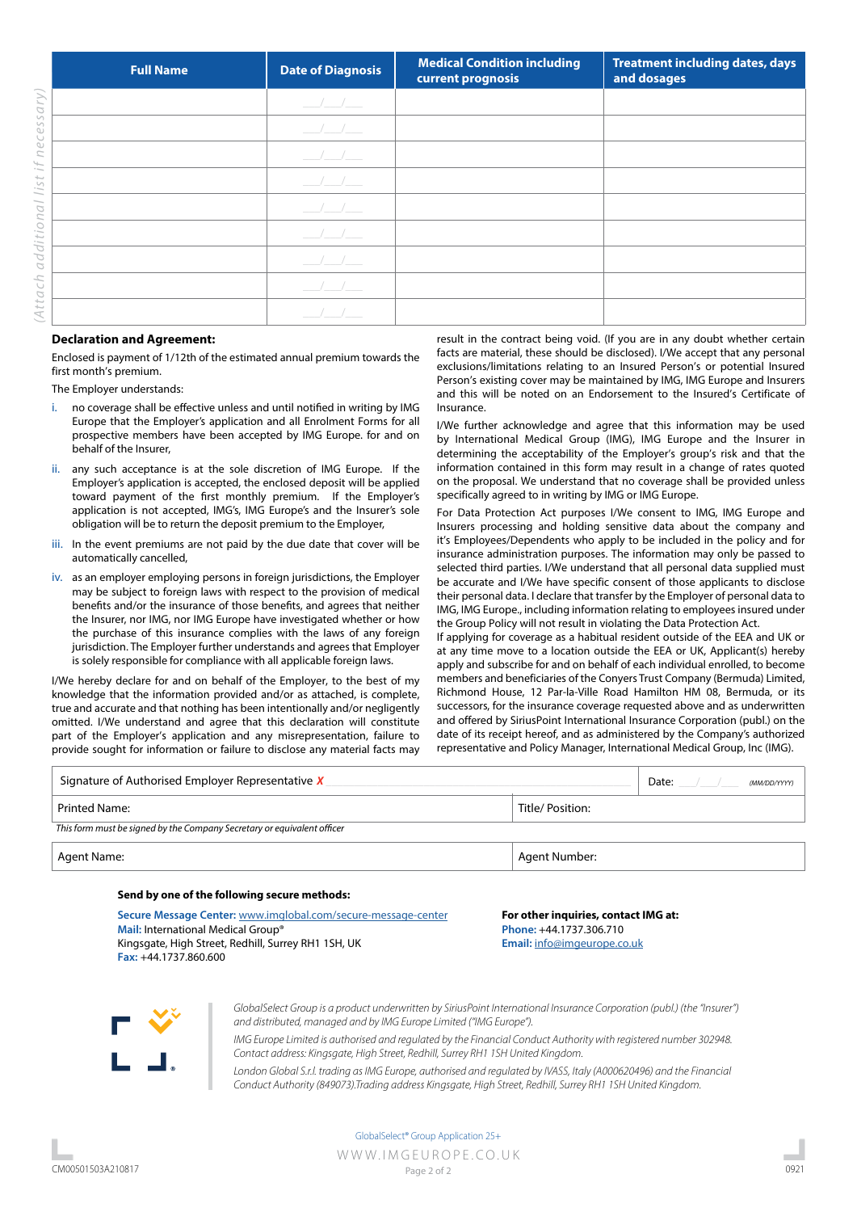*(Attach additional list if necessary)*

| Full Name | Date of Diagnosis | Medical Condition including current prognosis | Treatment including dates, days and dosages |
|---|---|---|---|
| | ___/___/___ | | |
| | ___/___/___ | | |
| | ___/___/___ | | |
| | ___/___/___ | | |
| | ___/___/___ | | |
| | ___/___/___ | | |
| | ___/___/___ | | |
| | ___/___/___ | | |
| | ___/___/___ | | |

**Declaration and Agreement:**

Enclosed is payment of 1/12th of the estimated annual premium towards the first month's premium.

The Employer understands:

i. no coverage shall be effective unless and until notified in writing by IMG Europe that the Employer's application and all Enrolment Forms for all prospective members have been accepted by IMG Europe. for and on behalf of the Insurer,

ii. any such acceptance is at the sole discretion of IMG Europe. If the Employer's application is accepted, the enclosed deposit will be applied toward payment of the first monthly premium. If the Employer's application is not accepted, IMG's, IMG Europe's and the Insurer's sole obligation will be to return the deposit premium to the Employer,

iii. In the event premiums are not paid by the due date that cover will be automatically cancelled,

iv. as an employer employing persons in foreign jurisdictions, the Employer may be subject to foreign laws with respect to the provision of medical benefits and/or the insurance of those benefits, and agrees that neither the Insurer, nor IMG, nor IMG Europe have investigated whether or how the purchase of this insurance complies with the laws of any foreign jurisdiction. The Employer further understands and agrees that Employer is solely responsible for compliance with all applicable foreign laws.

I/We hereby declare for and on behalf of the Employer, to the best of my knowledge that the information provided and/or as attached, is complete, true and accurate and that nothing has been intentionally and/or negligently omitted. I/We understand and agree that this declaration will constitute part of the Employer's application and any misrepresentation, failure to provide sought for information or failure to disclose any material facts may result in the contract being void. (If you are in any doubt whether certain facts are material, these should be disclosed). I/We accept that any personal exclusions/limitations relating to an Insured Person's or potential Insured Person's existing cover may be maintained by IMG, IMG Europe and Insurers and this will be noted on an Endorsement to the Insured's Certificate of Insurance.

I/We further acknowledge and agree that this information may be used by International Medical Group (IMG), IMG Europe and the Insurer in determining the acceptability of the Employer's group's risk and that the information contained in this form may result in a change of rates quoted on the proposal. We understand that no coverage shall be provided unless specifically agreed to in writing by IMG or IMG Europe.

For Data Protection Act purposes I/We consent to IMG, IMG Europe and Insurers processing and holding sensitive data about the company and it's Employees/Dependents who apply to be included in the policy and for insurance administration purposes. The information may only be passed to selected third parties. I/We understand that all personal data supplied must be accurate and I/We have specific consent of those applicants to disclose their personal data. I declare that transfer by the Employer of personal data to IMG, IMG Europe., including information relating to employees insured under the Group Policy will not result in violating the Data Protection Act.

If applying for coverage as a habitual resident outside of the EEA and UK or at any time move to a location outside the EEA or UK, Applicant(s) hereby apply and subscribe for and on behalf of each individual enrolled, to become members and beneficiaries of the Conyers Trust Company (Bermuda) Limited, Richmond House, 12 Par-la-Ville Road Hamilton HM 08, Bermuda, or its successors, for the insurance coverage requested above and as underwritten and offered by SiriusPoint International Insurance Corporation (publ.) on the date of its receipt hereof, and as administered by the Company's authorized representative and Policy Manager, International Medical Group, Inc (IMG).

| | |
|---|---|
| Signature of Authorised Employer Representative **X** | Date: ___/___/___ *(MM/DD/YYYY)* |
| Printed Name: | Title/ Position: |

*This form must be signed by the Company Secretary or equivalent officer*

| | |
|---|---|
| Agent Name: | Agent Number: |

**Send by one of the following secure methods:**

**Secure Message Center:** www.imglobal.com/secure-message-center
**Mail:** International Medical Group®
Kingsgate, High Street, Redhill, Surrey RH1 1SH, UK
**Fax:** +44.1737.860.600

**For other inquiries, contact IMG at:**
**Phone:** +44.1737.306.710
**Email:** info@imgeurope.co.uk

*GlobalSelect Group is a product underwritten by SiriusPoint International Insurance Corporation (publ.) (the "Insurer") and distributed, managed and by IMG Europe Limited ("IMG Europe").*

*IMG Europe Limited is authorised and regulated by the Financial Conduct Authority with registered number 302948. Contact address: Kingsgate, High Street, Redhill, Surrey RH1 1SH United Kingdom.*

*London Global S.r.l. trading as IMG Europe, authorised and regulated by IVASS, Italy (A000620496) and the Financial Conduct Authority (849073).Trading address Kingsgate, High Street, Redhill, Surrey RH1 1SH United Kingdom.*

GlobalSelect® Group Application 25+

WWW.IMGEUROPE.CO.UK

CM00501503A210817 0921